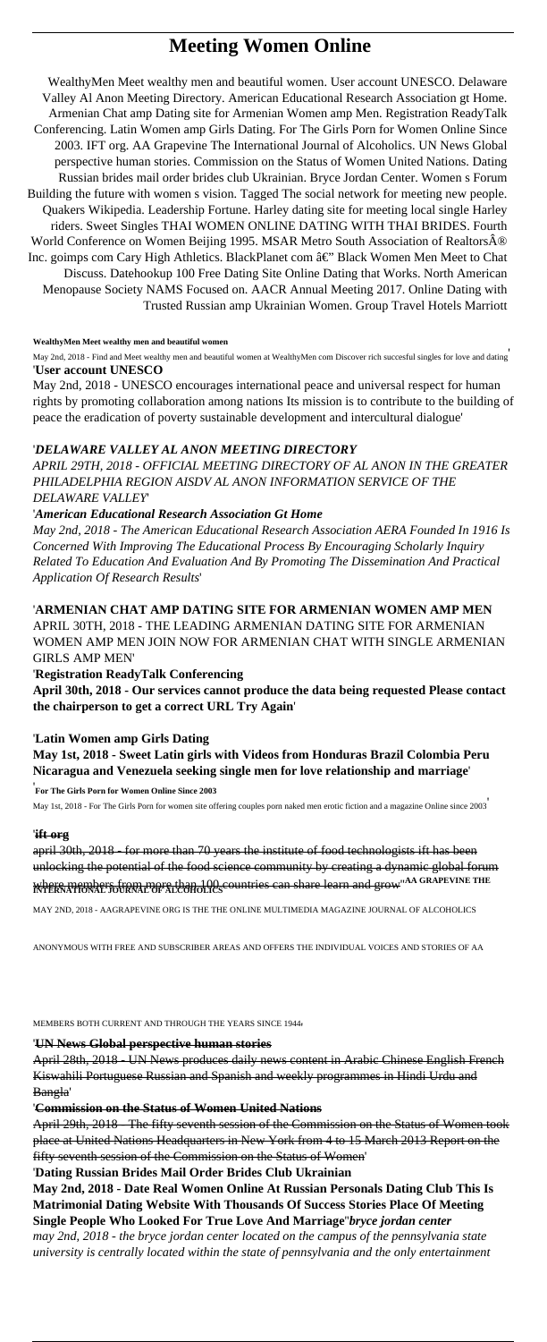# Meeting Women Online

WealthyMen Meet wealthy men and beautiful women. User account UNESCO. Delaware Valley Al Anon Meeting Directory. American Educational Research Association gt Home. Armenian Chat amp Dating site for Armenian Women amp Men. Registration ReadyTalk Conferencing. Latin Women amp Girls Dating. For The Girls Porn for Women Online Since 2003. IFT org. AA Grapevine The International Journal of Alcoholics. UN News Global perspective human stories. Commission on the Status of Women United Nations. Dating Russian brides mail order brides club Ukrainian. Bryce Jordan Center. Women s Forum Building the future with women s vision. Tagged The social network for meeting new people. Quakers Wikipedia. Leadership Fortune. Harley dating site for meeting local single Harley riders. Sweet Singles THAI WOMEN ONLINE DATING WITH THAI BRIDES. Fourth World Conference on Women Beijing 1995. MSAR Metro South Association of RealtorsÂ® Inc. goimps com Cary High Athletics. BlackPlanet com â€" Black Women Men Meet to Chat Discuss. Datehookup 100 Free Dating Site Online Dating that Works. North American Menopause Society NAMS Focused on. AACR Annual Meeting 2017. Online Dating with Trusted Russian amp Ukrainian Women. Group Travel Hotels Marriott

**WealthyMen Meet wealthy men and beautiful women**

May 2nd, 2018 - Find and Meet wealthy men and beautiful women at WealthyMen com Discover rich succesful singles for love and dating'

'**User account UNESCO**

May 2nd, 2018 - UNESCO encourages international peace and universal respect for human rights by promoting collaboration among nations Its mission is to contribute to the building of peace the eradication of poverty sustainable development and intercultural dialogue'

'***DELAWARE VALLEY AL ANON MEETING DIRECTORY***

*APRIL 29TH, 2018 - OFFICIAL MEETING DIRECTORY OF AL ANON IN THE GREATER PHILADELPHIA REGION AISDV AL ANON INFORMATION SERVICE OF THE DELAWARE VALLEY*'

'***American Educational Research Association Gt Home***

*May 2nd, 2018 - The American Educational Research Association AERA Founded In 1916 Is Concerned With Improving The Educational Process By Encouraging Scholarly Inquiry Related To Education And Evaluation And By Promoting The Dissemination And Practical Application Of Research Results*'

'**ARMENIAN CHAT AMP DATING SITE FOR ARMENIAN WOMEN AMP MEN**

APRIL 30TH, 2018 - THE LEADING ARMENIAN DATING SITE FOR ARMENIAN WOMEN AMP MEN JOIN NOW FOR ARMENIAN CHAT WITH SINGLE ARMENIAN GIRLS AMP MEN'

'**Registration ReadyTalk Conferencing**

**April 30th, 2018 - Our services cannot produce the data being requested Please contact the chairperson to get a correct URL Try Again**'

'**Latin Women amp Girls Dating**

**May 1st, 2018 - Sweet Latin girls with Videos from Honduras Brazil Colombia Peru Nicaragua and Venezuela seeking single men for love relationship and marriage**'

'**For The Girls Porn for Women Online Since 2003**

May 1st, 2018 - For The Girls Porn for women site offering couples porn naked men erotic fiction and a magazine Online since 2003'

'**ift org**

april 30th, 2018 - for more than 70 years the institute of food technologists ift has been unlocking the potential of the food science community by creating a dynamic global forum where members from more than 100 countries can share learn and grow''**AA GRAPEVINE THE INTERNATIONAL JOURNAL OF ALCOHOLICS**

MAY 2ND, 2018 - AAGRAPEVINE ORG IS THE THE ONLINE MULTIMEDIA MAGAZINE JOURNAL OF ALCOHOLICS ANONYMOUS WITH FREE AND SUBSCRIBER AREAS AND OFFERS THE INDIVIDUAL VOICES AND STORIES OF AA MEMBERS BOTH CURRENT AND THROUGH THE YEARS SINCE 1944'

'**UN News Global perspective human stories**

April 28th, 2018 - UN News produces daily news content in Arabic Chinese English French Kiswahili Portuguese Russian and Spanish and weekly programmes in Hindi Urdu and Bangla'

'**Commission on the Status of Women United Nations**

April 29th, 2018 - The fifty seventh session of the Commission on the Status of Women took place at United Nations Headquarters in New York from 4 to 15 March 2013 Report on the fifty seventh session of the Commission on the Status of Women'

'**Dating Russian Brides Mail Order Brides Club Ukrainian**

**May 2nd, 2018 - Date Real Women Online At Russian Personals Dating Club This Is Matrimonial Dating Website With Thousands Of Success Stories Place Of Meeting Single People Who Looked For True Love And Marriage**''***bryce jordan center***

*may 2nd, 2018 - the bryce jordan center located on the campus of the pennsylvania state university is centrally located within the state of pennsylvania and the only entertainment*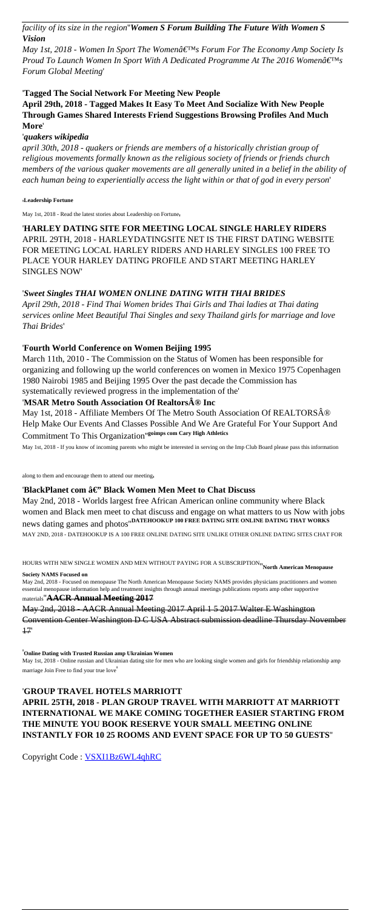*facility of its size in the region*''**Women S Forum Building The Future With Women S Vision**

*May 1st, 2018 - Women In Sport The Women's Forum For The Economy Amp Society Is Proud To Launch Women In Sport With A Dedicated Programme At The 2016 Women's Forum Global Meeting*'

'**Tagged The Social Network For Meeting New People**

**April 29th, 2018 - Tagged Makes It Easy To Meet And Socialize With New People Through Games Shared Interests Friend Suggestions Browsing Profiles And Much More**'

'***quakers wikipedia***

*april 30th, 2018 - quakers or friends are members of a historically christian group of religious movements formally known as the religious society of friends or friends church members of the various quaker movements are all generally united in a belief in the ability of each human being to experientially access the light within or that of god in every person*'

'**Leadership Fortune**

May 1st, 2018 - Read the latest stories about Leadership on Fortune'

'**HARLEY DATING SITE FOR MEETING LOCAL SINGLE HARLEY RIDERS**
APRIL 29TH, 2018 - HARLEYDATINGSITE NET IS THE FIRST DATING WEBSITE FOR MEETING LOCAL HARLEY RIDERS AND HARLEY SINGLES 100 FREE TO PLACE YOUR HARLEY DATING PROFILE AND START MEETING HARLEY SINGLES NOW'

'***Sweet Singles THAI WOMEN ONLINE DATING WITH THAI BRIDES***

*April 29th, 2018 - Find Thai Women brides Thai Girls and Thai ladies at Thai dating services online Meet Beautiful Thai Singles and sexy Thailand girls for marriage and love Thai Brides*'

'**Fourth World Conference on Women Beijing 1995**

March 11th, 2010 - The Commission on the Status of Women has been responsible for organizing and following up the world conferences on women in Mexico 1975 Copenhagen 1980 Nairobi 1985 and Beijing 1995 Over the past decade the Commission has systematically reviewed progress in the implementation of the'

'**MSAR Metro South Association Of Realtors® Inc**

May 1st, 2018 - Affiliate Members Of The Metro South Association Of REALTORS® Help Make Our Events And Classes Possible And We Are Grateful For Your Support And Commitment To This Organization''**goimps com Cary High Athletics**

May 1st, 2018 - If you know of incoming parents who might be interested in serving on the Imp Club Board please pass this information along to them and encourage them to attend our meeting'

'**BlackPlanet com — Black Women Men Meet to Chat Discuss**

May 2nd, 2018 - Worlds largest free African American online community where Black women and Black men meet to chat discuss and engage on what matters to us Now with jobs news dating games and photos''**DATEHOOKUP 100 FREE DATING SITE ONLINE DATING THAT WORKS**

MAY 2ND, 2018 - DATEHOOKUP IS A 100 FREE ONLINE DATING SITE UNLIKE OTHER ONLINE DATING SITES CHAT FOR HOURS WITH NEW SINGLE WOMEN AND MEN WITHOUT PAYING FOR A SUBSCRIPTION''**North American Menopause Society NAMS Focused on**

May 2nd, 2018 - Focused on menopause The North American Menopause Society NAMS provides physicians practitioners and women essential menopause information help and treatment insights through annual meetings publications reports amp other supportive materials''**AACR Annual Meeting 2017**

May 2nd, 2018 - AACR Annual Meeting 2017 April 1 5 2017 Walter E Washington Convention Center Washington D C USA Abstract submission deadline Thursday November 17'

'**Online Dating with Trusted Russian amp Ukrainian Women**

May 1st, 2018 - Online russian and Ukrainian dating site for men who are looking single women and girls for friendship relationship amp marriage Join Free to find your true love'

'**GROUP TRAVEL HOTELS MARRIOTT**

**APRIL 25TH, 2018 - PLAN GROUP TRAVEL WITH MARRIOTT AT MARRIOTT INTERNATIONAL WE MAKE COMING TOGETHER EASIER STARTING FROM THE MINUTE YOU BOOK RESERVE YOUR SMALL MEETING ONLINE INSTANTLY FOR 10 25 ROOMS AND EVENT SPACE FOR UP TO 50 GUESTS**''

Copyright Code : VSXI1Bz6WL4qhRC